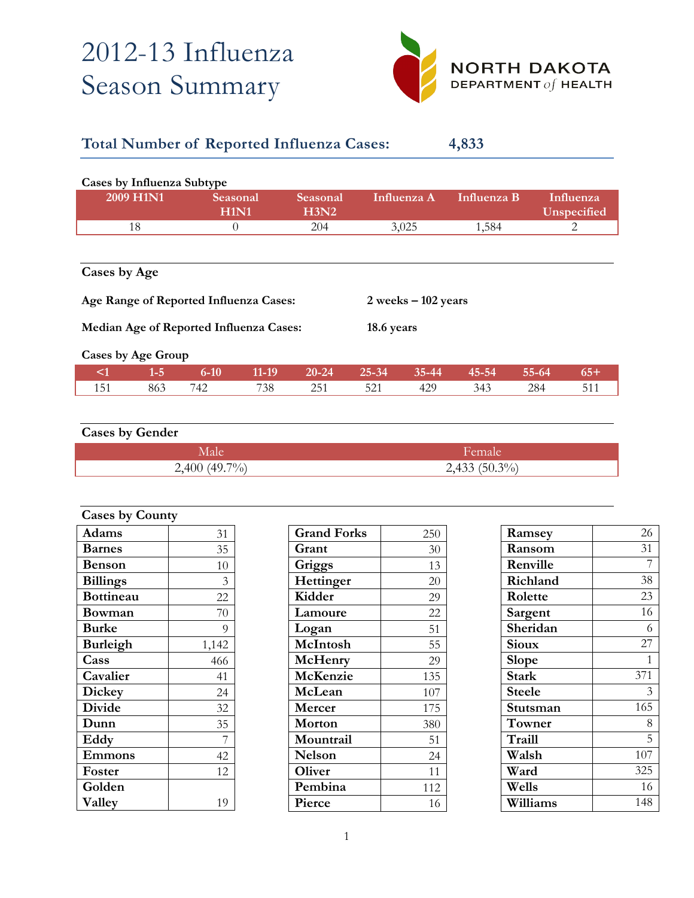# 2012-13 Influenza Season Summary

NORTH DAKOTA DEPARTMENT *of* HEALTH

## Total Number of Reported Influenza Cases: 4,833

### Cases by Influenza Subtype

| 2009 H1N1 | Seasonal H1N1 | Seasonal H3N2 | Influenza A | Influenza B | Influenza Unspecified |
|---|---|---|---|---|---|
| 18 | 0 | 204 | 3,025 | 1,584 | 2 |

### Cases by Age

**Age Range of Reported Influenza Cases:** **2 weeks – 102 years**

**Median Age of Reported Influenza Cases:** **18.6 years**

**Cases by Age Group**

| <1 | 1-5 | 6-10 | 11-19 | 20-24 | 25-34 | 35-44 | 45-54 | 55-64 | 65+ |
|---|---|---|---|---|---|---|---|---|---|
| 151 | 863 | 742 | 738 | 251 | 521 | 429 | 343 | 284 | 511 |

### Cases by Gender

| Male | Female |
|---|---|
| 2,400 (49.7%) | 2,433 (50.3%) |

### Cases by County

| County | Cases |
|---|---|
| Adams | 31 |
| Barnes | 35 |
| Benson | 10 |
| Billings | 3 |
| Bottineau | 22 |
| Bowman | 70 |
| Burke | 9 |
| Burleigh | 1,142 |
| Cass | 466 |
| Cavalier | 41 |
| Dickey | 24 |
| Divide | 32 |
| Dunn | 35 |
| Eddy | 7 |
| Emmons | 42 |
| Foster | 12 |
| Golden Valley | 19 |
| Grand Forks | 250 |
| Grant | 30 |
| Griggs | 13 |
| Hettinger | 20 |
| Kidder | 29 |
| Lamoure | 22 |
| Logan | 51 |
| McIntosh | 55 |
| McHenry | 29 |
| McKenzie | 135 |
| McLean | 107 |
| Mercer | 175 |
| Morton | 380 |
| Mountrail | 51 |
| Nelson | 24 |
| Oliver | 11 |
| Pembina | 112 |
| Pierce | 16 |
| Ramsey | 26 |
| Ransom | 31 |
| Renville | 7 |
| Richland | 38 |
| Rolette | 23 |
| Sargent | 16 |
| Sheridan | 6 |
| Sioux | 27 |
| Slope | 1 |
| Stark | 371 |
| Steele | 3 |
| Stutsman | 165 |
| Towner | 8 |
| Traill | 5 |
| Walsh | 107 |
| Ward | 325 |
| Wells | 16 |
| Williams | 148 |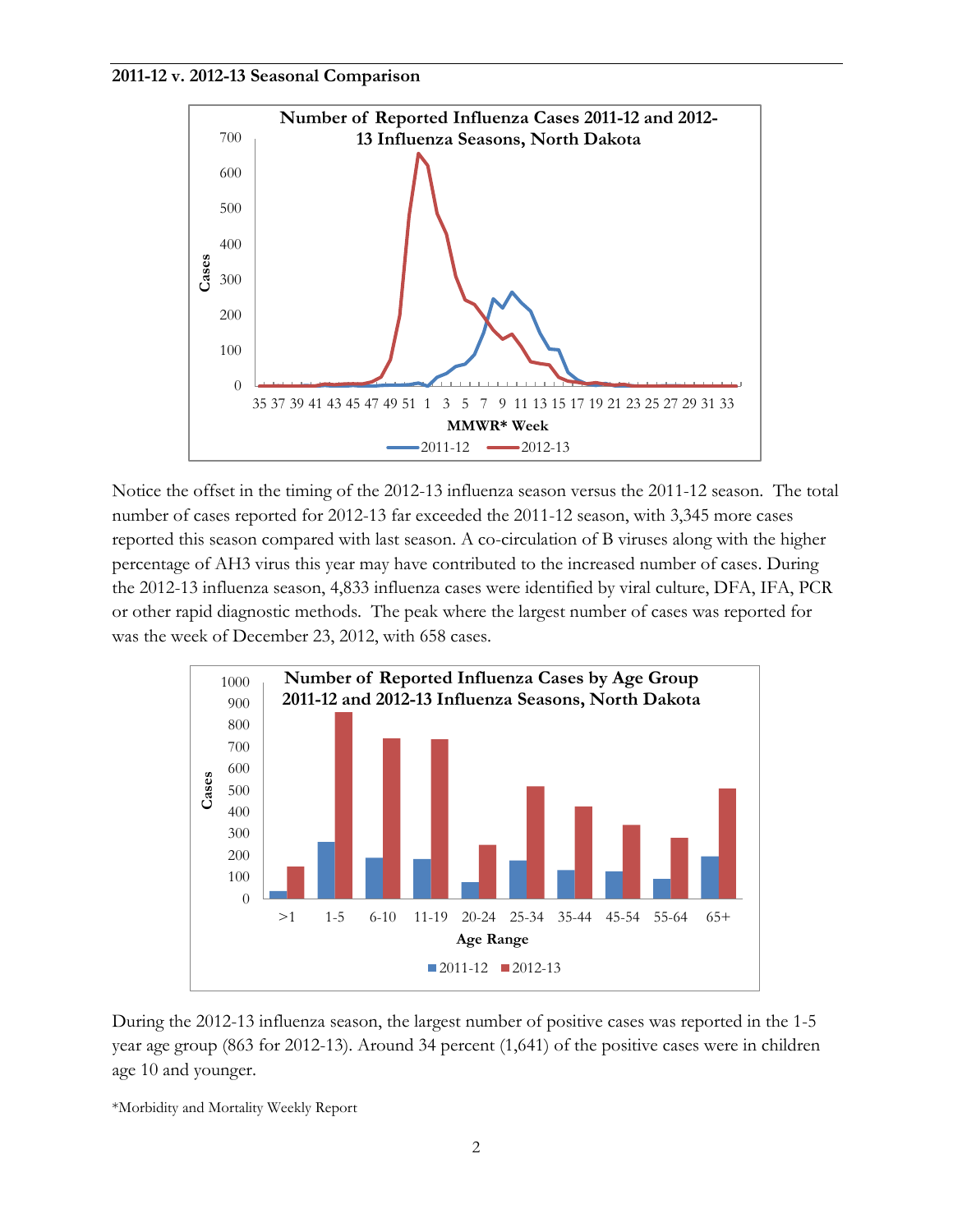**2011-12 v. 2012-13 Seasonal Comparison**

Notice the offset in the timing of the 2012-13 influenza season versus the 2011-12 season. The total number of cases reported for 2012-13 far exceeded the 2011-12 season, with 3,345 more cases reported this season compared with last season. A co-circulation of B viruses along with the higher percentage of AH3 virus this year may have contributed to the increased number of cases. During the 2012-13 influenza season, 4,833 influenza cases were identified by viral culture, DFA, IFA, PCR or other rapid diagnostic methods. The peak where the largest number of cases was reported for was the week of December 23, 2012, with 658 cases.

During the 2012-13 influenza season, the largest number of positive cases was reported in the 1-5 year age group (863 for 2012-13). Around 34 percent (1,641) of the positive cases were in children age 10 and younger.

*Morbidity and Mortality Weekly Report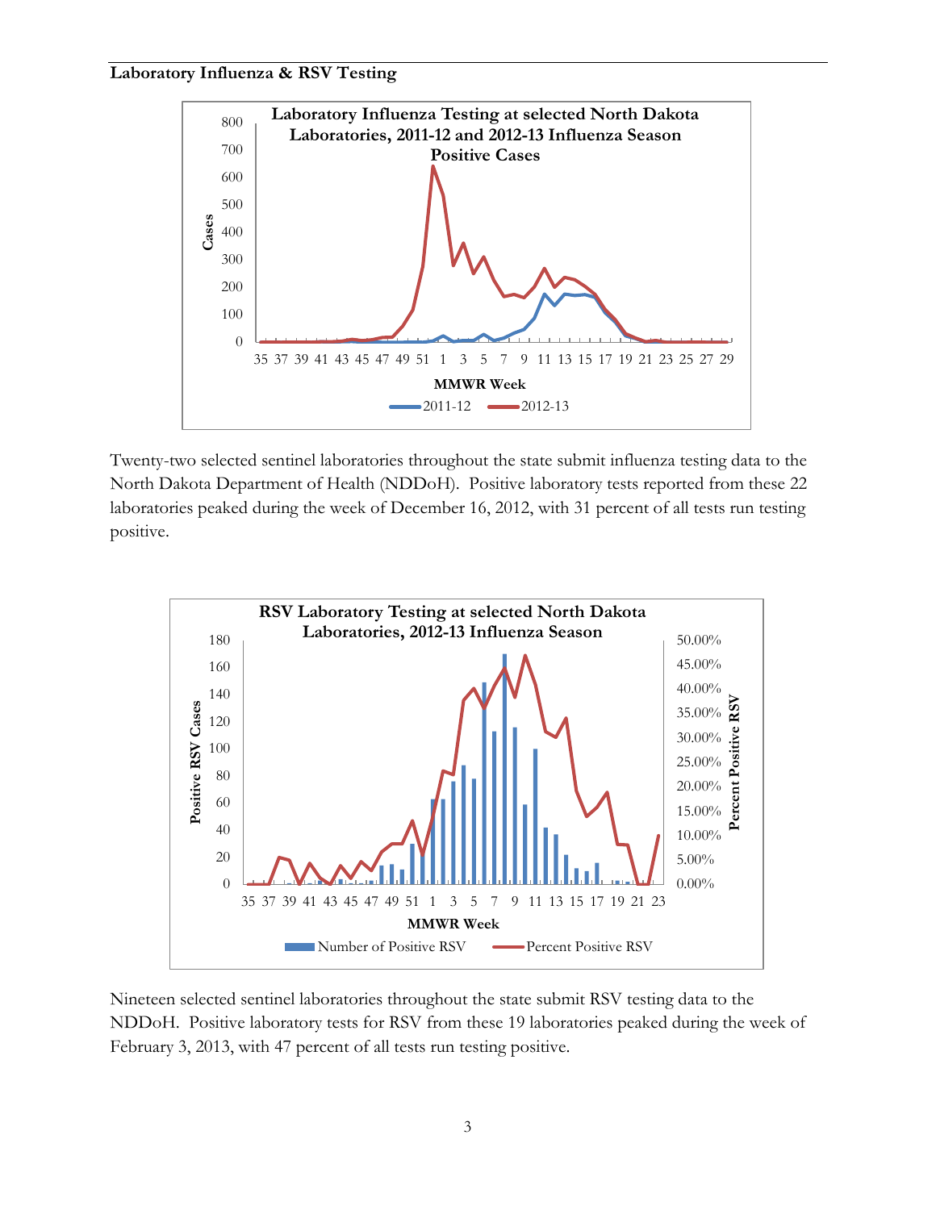**Laboratory Influenza & RSV Testing**

Twenty-two selected sentinel laboratories throughout the state submit influenza testing data to the North Dakota Department of Health (NDDoH). Positive laboratory tests reported from these 22 laboratories peaked during the week of December 16, 2012, with 31 percent of all tests run testing positive.

Nineteen selected sentinel laboratories throughout the state submit RSV testing data to the NDDoH. Positive laboratory tests for RSV from these 19 laboratories peaked during the week of February 3, 2013, with 47 percent of all tests run testing positive.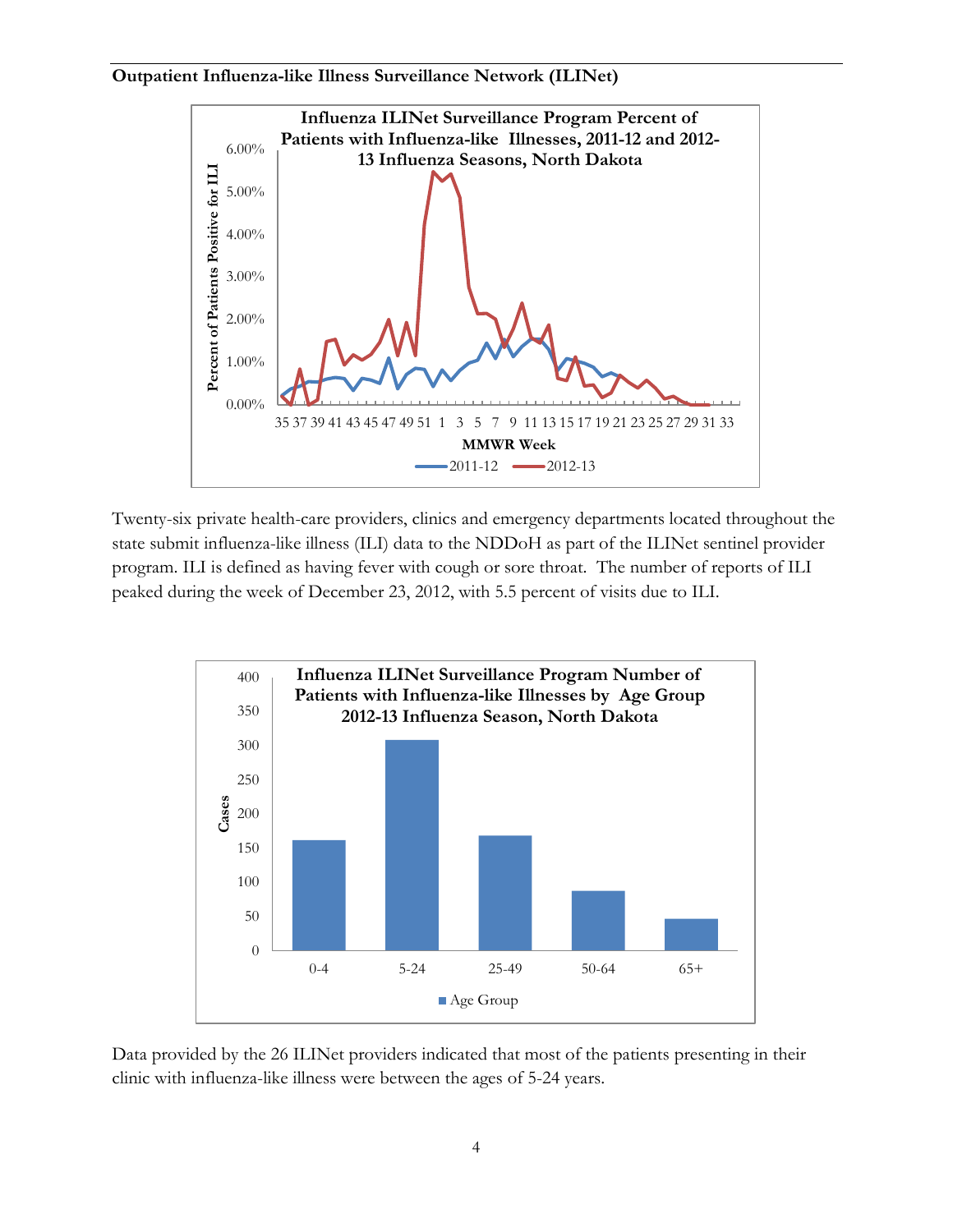**Outpatient Influenza-like Illness Surveillance Network (ILINet)**

Influenza ILINet Surveillance Program Percent of Patients with Influenza-like Illnesses, 2011-12 and 2012-13 Influenza Seasons, North Dakota

Percent of Patients Positive for ILI

6.00%
5.00%
4.00%
3.00%
2.00%
1.00%
0.00%

35 37 39 41 43 45 47 49 51 1 3 5 7 9 11 13 15 17 19 21 23 25 27 29 31 33

MMWR Week

2011-12 2012-13

Twenty-six private health-care providers, clinics and emergency departments located throughout the state submit influenza-like illness (ILI) data to the NDDoH as part of the ILINet sentinel provider program. ILI is defined as having fever with cough or sore throat. The number of reports of ILI peaked during the week of December 23, 2012, with 5.5 percent of visits due to ILI.

Influenza ILINet Surveillance Program Number of Patients with Influenza-like Illnesses by Age Group 2012-13 Influenza Season, North Dakota

Cases

400
350
300
250
200
150
100
50
0

0-4 5-24 25-49 50-64 65+

Age Group

Data provided by the 26 ILINet providers indicated that most of the patients presenting in their clinic with influenza-like illness were between the ages of 5-24 years.